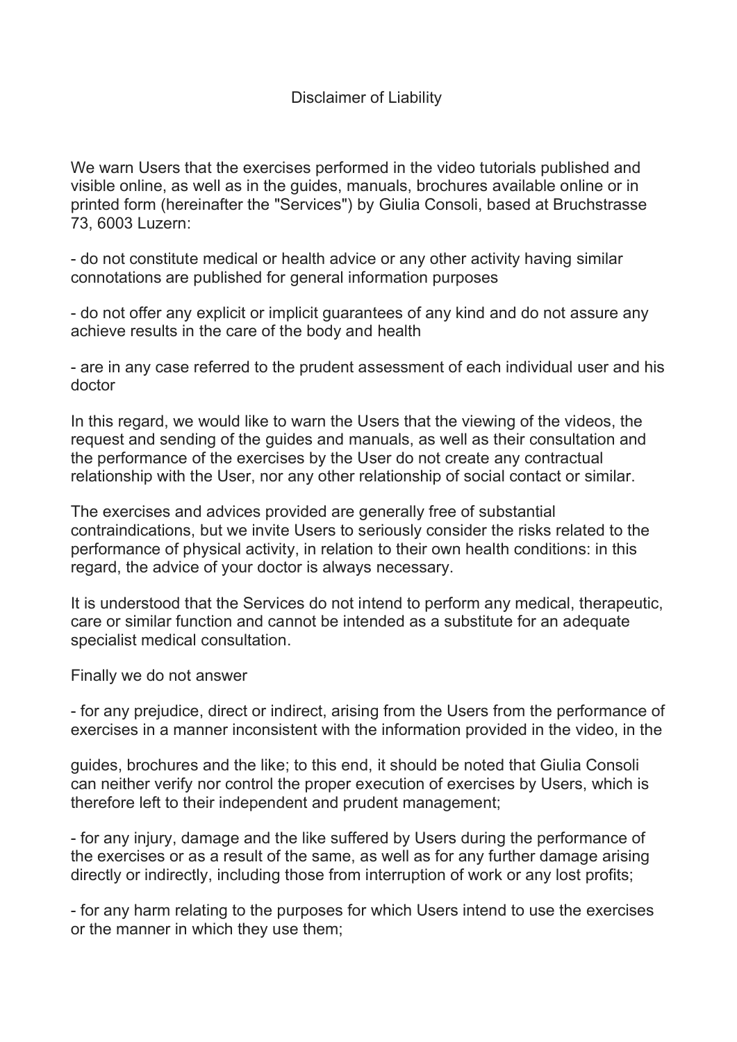# Disclaimer of Liability

We warn Users that the exercises performed in the video tutorials published and visible online, as well as in the guides, manuals, brochures available online or in printed form (hereinafter the "Services") by Giulia Consoli, based at Bruchstrasse 73, 6003 Luzern:

- do not constitute medical or health advice or any other activity having similar connotations are published for general information purposes

- do not offer any explicit or implicit guarantees of any kind and do not assure any achieve results in the care of the body and health

- are in any case referred to the prudent assessment of each individual user and his doctor

In this regard, we would like to warn the Users that the viewing of the videos, the request and sending of the guides and manuals, as well as their consultation and the performance of the exercises by the User do not create any contractual relationship with the User, nor any other relationship of social contact or similar.

The exercises and advices provided are generally free of substantial contraindications, but we invite Users to seriously consider the risks related to the performance of physical activity, in relation to their own health conditions: in this regard, the advice of your doctor is always necessary.

It is understood that the Services do not intend to perform any medical, therapeutic, care or similar function and cannot be intended as a substitute for an adequate specialist medical consultation.

Finally we do not answer

- for any prejudice, direct or indirect, arising from the Users from the performance of exercises in a manner inconsistent with the information provided in the video, in the guides, brochures and the like; to this end, it should be noted that Giulia Consoli can neither verify nor control the proper execution of exercises by Users, which is therefore left to their independent and prudent management;

- for any injury, damage and the like suffered by Users during the performance of the exercises or as a result of the same, as well as for any further damage arising directly or indirectly, including those from interruption of work or any lost profits;

- for any harm relating to the purposes for which Users intend to use the exercises or the manner in which they use them;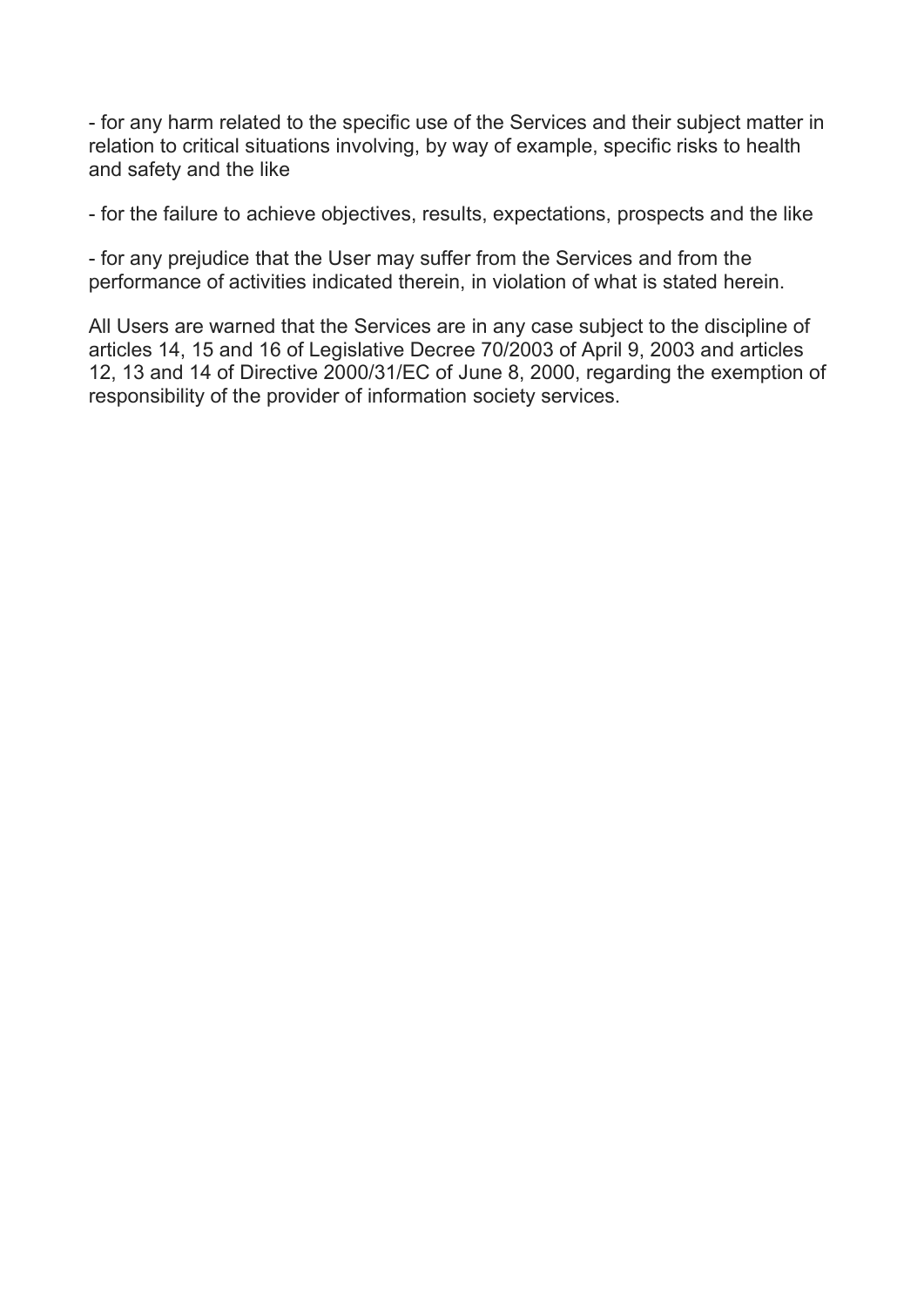- for any harm related to the specific use of the Services and their subject matter in relation to critical situations involving, by way of example, specific risks to health and safety and the like

- for the failure to achieve objectives, results, expectations, prospects and the like

- for any prejudice that the User may suffer from the Services and from the performance of activities indicated therein, in violation of what is stated herein.

All Users are warned that the Services are in any case subject to the discipline of articles 14, 15 and 16 of Legislative Decree 70/2003 of April 9, 2003 and articles 12, 13 and 14 of Directive 2000/31/EC of June 8, 2000, regarding the exemption of responsibility of the provider of information society services.